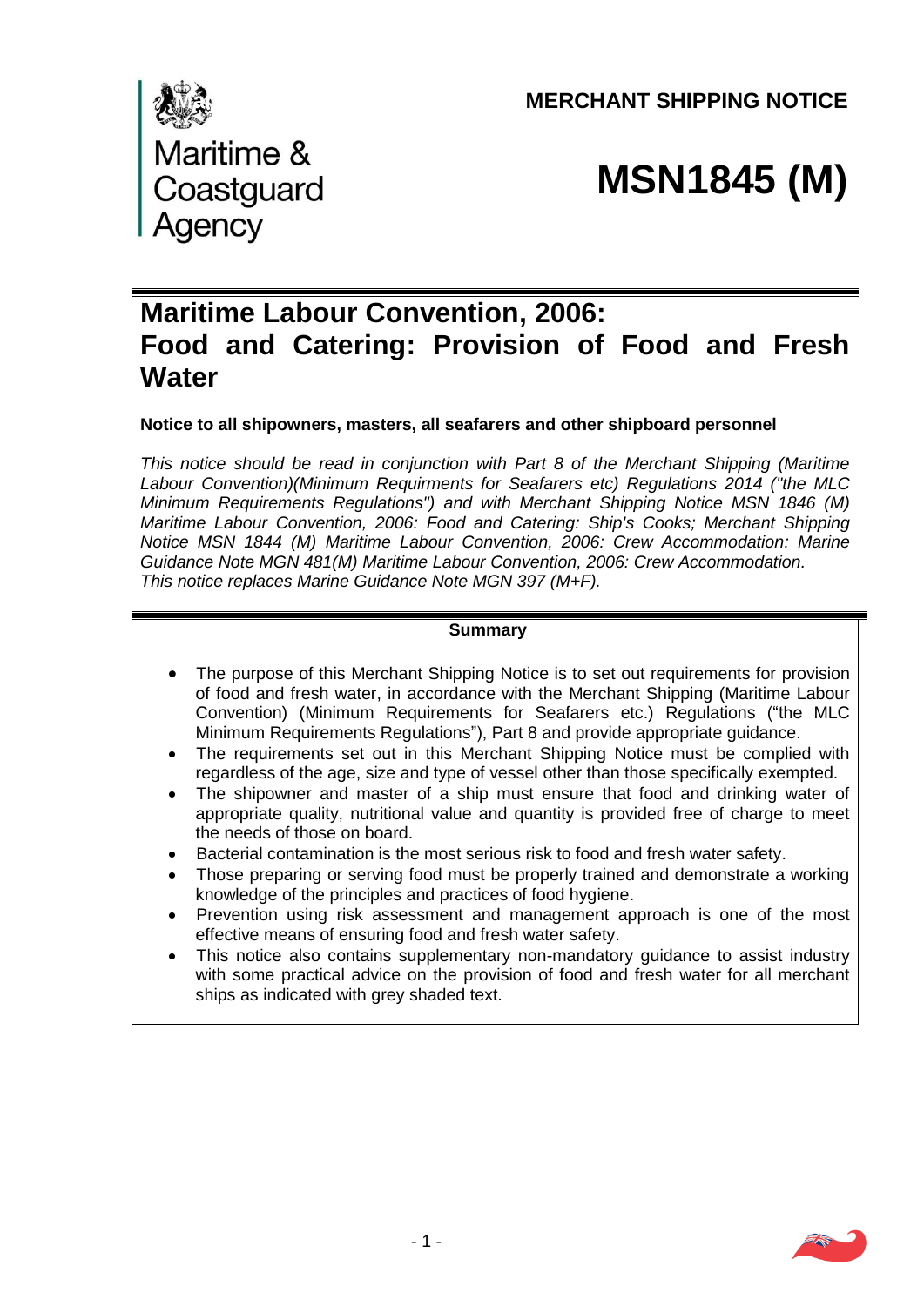Maritime & Coastguard Agency

**MERCHANT SHIPPING NOTICE**

# MSN1845 (M)

## Maritime Labour Convention, 2006: Food and Catering: Provision of Food and Fresh Water

**Notice to all shipowners, masters, all seafarers and other shipboard personnel**

*This notice should be read in conjunction with Part 8 of the Merchant Shipping (Maritime Labour Convention)(Minimum Requirments for Seafarers etc) Regulations 2014 ("the MLC Minimum Requirements Regulations") and with Merchant Shipping Notice MSN 1846 (M) Maritime Labour Convention, 2006: Food and Catering: Ship's Cooks; Merchant Shipping Notice MSN 1844 (M) Maritime Labour Convention, 2006: Crew Accommodation: Marine Guidance Note MGN 481(M) Maritime Labour Convention, 2006: Crew Accommodation.*
*This notice replaces Marine Guidance Note MGN 397 (M+F).*

**Summary**

- The purpose of this Merchant Shipping Notice is to set out requirements for provision of food and fresh water, in accordance with the Merchant Shipping (Maritime Labour Convention) (Minimum Requirements for Seafarers etc.) Regulations ("the MLC Minimum Requirements Regulations"), Part 8 and provide appropriate guidance.
- The requirements set out in this Merchant Shipping Notice must be complied with regardless of the age, size and type of vessel other than those specifically exempted.
- The shipowner and master of a ship must ensure that food and drinking water of appropriate quality, nutritional value and quantity is provided free of charge to meet the needs of those on board.
- Bacterial contamination is the most serious risk to food and fresh water safety.
- Those preparing or serving food must be properly trained and demonstrate a working knowledge of the principles and practices of food hygiene.
- Prevention using risk assessment and management approach is one of the most effective means of ensuring food and fresh water safety.
- This notice also contains supplementary non-mandatory guidance to assist industry with some practical advice on the provision of food and fresh water for all merchant ships as indicated with grey shaded text.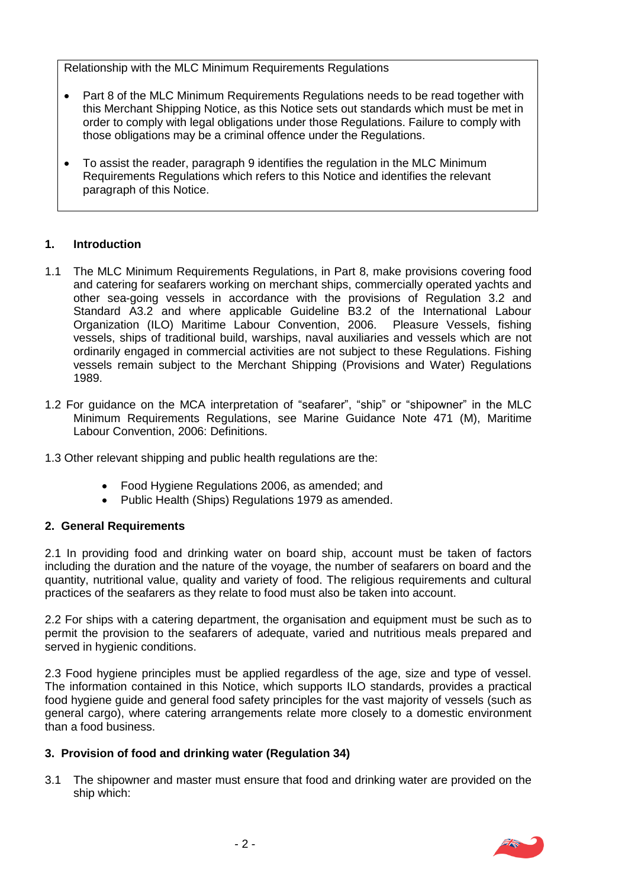Relationship with the MLC Minimum Requirements Regulations

- Part 8 of the MLC Minimum Requirements Regulations needs to be read together with this Merchant Shipping Notice, as this Notice sets out standards which must be met in order to comply with legal obligations under those Regulations. Failure to comply with those obligations may be a criminal offence under the Regulations.
- To assist the reader, paragraph 9 identifies the regulation in the MLC Minimum Requirements Regulations which refers to this Notice and identifies the relevant paragraph of this Notice.

## 1. Introduction

1.1 The MLC Minimum Requirements Regulations, in Part 8, make provisions covering food and catering for seafarers working on merchant ships, commercially operated yachts and other sea-going vessels in accordance with the provisions of Regulation 3.2 and Standard A3.2 and where applicable Guideline B3.2 of the International Labour Organization (ILO) Maritime Labour Convention, 2006. Pleasure Vessels, fishing vessels, ships of traditional build, warships, naval auxiliaries and vessels which are not ordinarily engaged in commercial activities are not subject to these Regulations. Fishing vessels remain subject to the Merchant Shipping (Provisions and Water) Regulations 1989.

1.2 For guidance on the MCA interpretation of "seafarer", "ship" or "shipowner" in the MLC Minimum Requirements Regulations, see Marine Guidance Note 471 (M), Maritime Labour Convention, 2006: Definitions.

1.3 Other relevant shipping and public health regulations are the:

- Food Hygiene Regulations 2006, as amended; and
- Public Health (Ships) Regulations 1979 as amended.

## 2. General Requirements

2.1 In providing food and drinking water on board ship, account must be taken of factors including the duration and the nature of the voyage, the number of seafarers on board and the quantity, nutritional value, quality and variety of food. The religious requirements and cultural practices of the seafarers as they relate to food must also be taken into account.

2.2 For ships with a catering department, the organisation and equipment must be such as to permit the provision to the seafarers of adequate, varied and nutritious meals prepared and served in hygienic conditions.

2.3 Food hygiene principles must be applied regardless of the age, size and type of vessel. The information contained in this Notice, which supports ILO standards, provides a practical food hygiene guide and general food safety principles for the vast majority of vessels (such as general cargo), where catering arrangements relate more closely to a domestic environment than a food business.

## 3. Provision of food and drinking water (Regulation 34)

3.1 The shipowner and master must ensure that food and drinking water are provided on the ship which: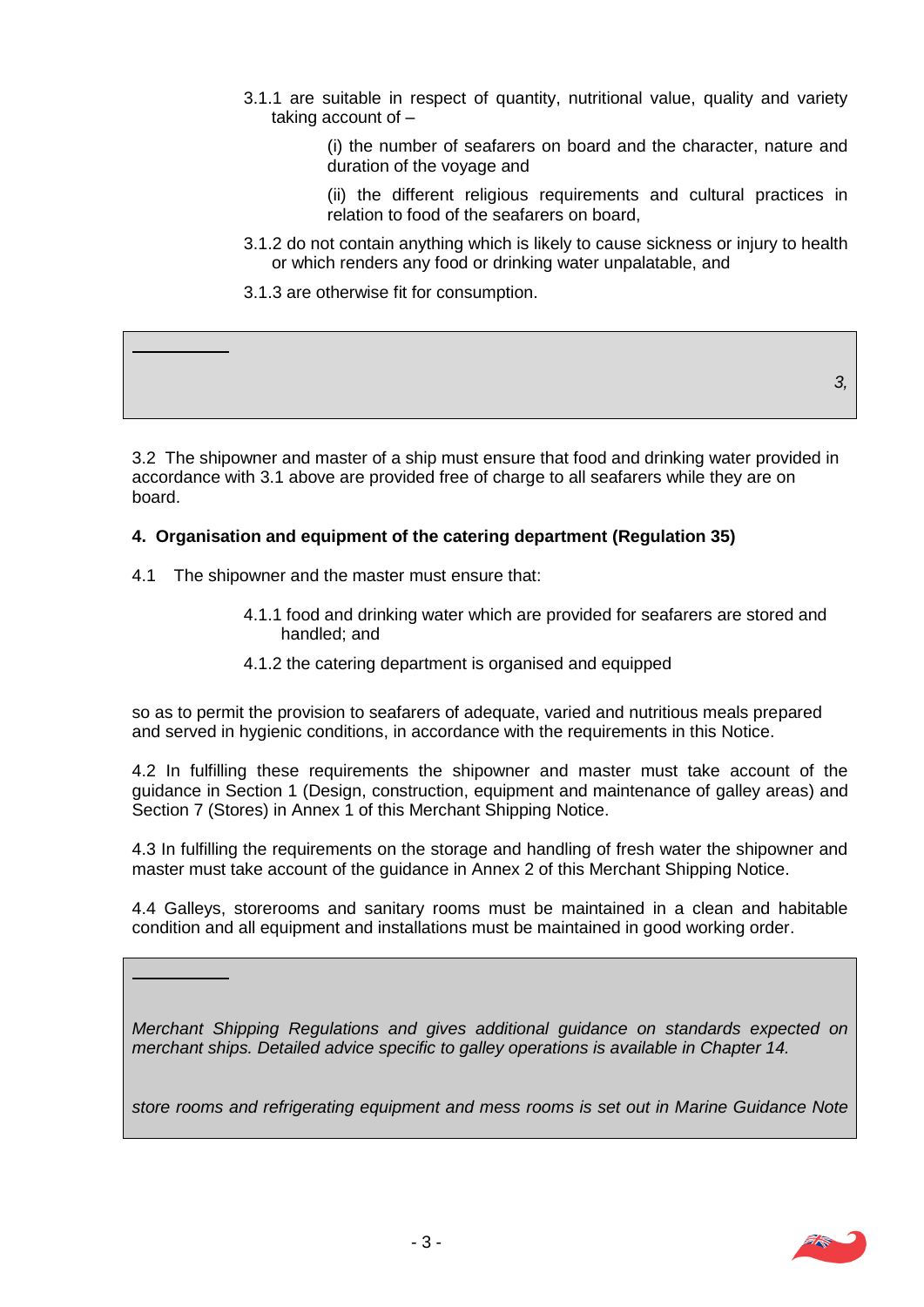3.1.1 are suitable in respect of quantity, nutritional value, quality and variety taking account of –

> (i) the number of seafarers on board and the character, nature and duration of the voyage and
>
> (ii) the different religious requirements and cultural practices in relation to food of the seafarers on board,

3.1.2 do not contain anything which is likely to cause sickness or injury to health or which renders any food or drinking water unpalatable, and

3.1.3 are otherwise fit for consumption.

---

*3,*

3.2 The shipowner and master of a ship must ensure that food and drinking water provided in accordance with 3.1 above are provided free of charge to all seafarers while they are on board.

**4. Organisation and equipment of the catering department (Regulation 35)**

4.1 The shipowner and the master must ensure that:

> 4.1.1 food and drinking water which are provided for seafarers are stored and handled; and
>
> 4.1.2 the catering department is organised and equipped

so as to permit the provision to seafarers of adequate, varied and nutritious meals prepared and served in hygienic conditions, in accordance with the requirements in this Notice.

4.2 In fulfilling these requirements the shipowner and master must take account of the guidance in Section 1 (Design, construction, equipment and maintenance of galley areas) and Section 7 (Stores) in Annex 1 of this Merchant Shipping Notice.

4.3 In fulfilling the requirements on the storage and handling of fresh water the shipowner and master must take account of the guidance in Annex 2 of this Merchant Shipping Notice.

4.4 Galleys, storerooms and sanitary rooms must be maintained in a clean and habitable condition and all equipment and installations must be maintained in good working order.

---

*Merchant Shipping Regulations and gives additional guidance on standards expected on merchant ships. Detailed advice specific to galley operations is available in Chapter 14.*

*store rooms and refrigerating equipment and mess rooms is set out in Marine Guidance Note*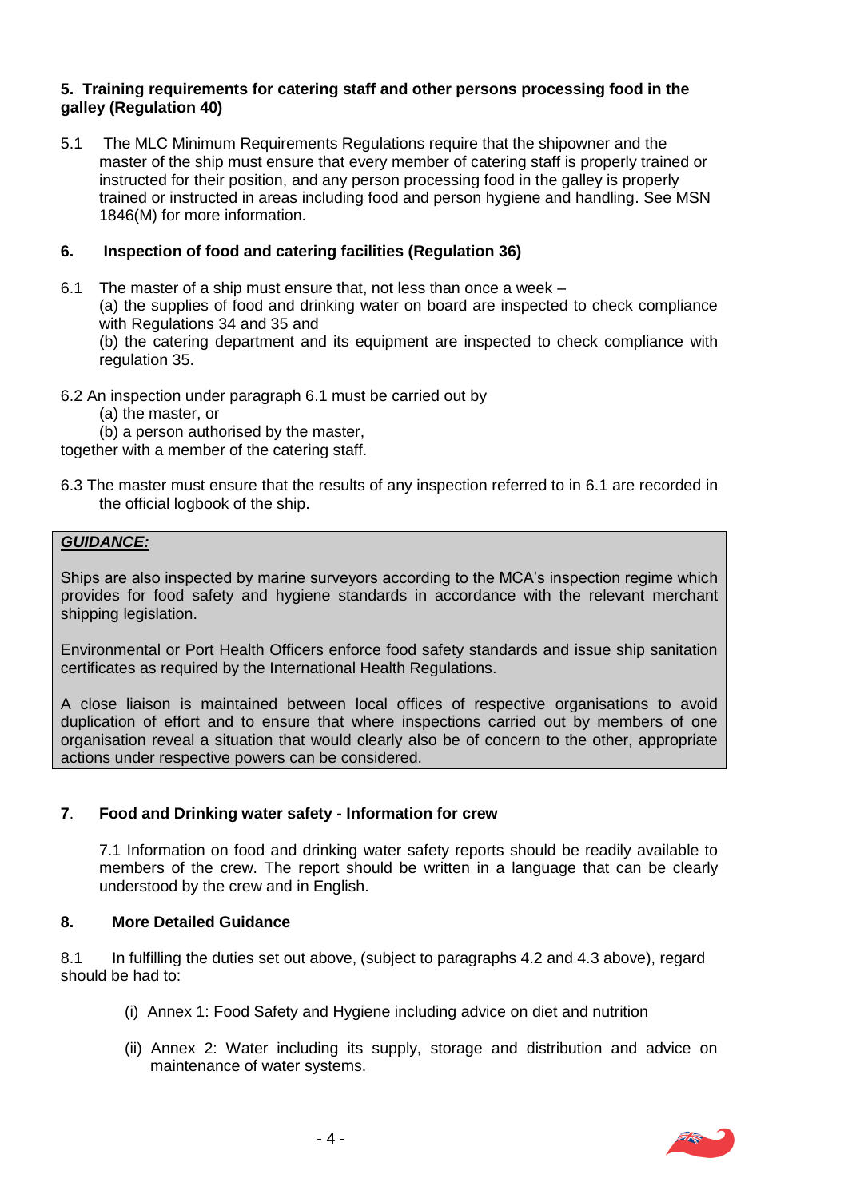**5. Training requirements for catering staff and other persons processing food in the galley (Regulation 40)**

5.1 The MLC Minimum Requirements Regulations require that the shipowner and the master of the ship must ensure that every member of catering staff is properly trained or instructed for their position, and any person processing food in the galley is properly trained or instructed in areas including food and person hygiene and handling. See MSN 1846(M) for more information.

**6. Inspection of food and catering facilities (Regulation 36)**

6.1 The master of a ship must ensure that, not less than once a week –

(a) the supplies of food and drinking water on board are inspected to check compliance with Regulations 34 and 35 and

(b) the catering department and its equipment are inspected to check compliance with regulation 35.

6.2 An inspection under paragraph 6.1 must be carried out by

(a) the master, or

(b) a person authorised by the master,

together with a member of the catering staff.

6.3 The master must ensure that the results of any inspection referred to in 6.1 are recorded in the official logbook of the ship.

> ***GUIDANCE:***
>
> Ships are also inspected by marine surveyors according to the MCA's inspection regime which provides for food safety and hygiene standards in accordance with the relevant merchant shipping legislation.
>
> Environmental or Port Health Officers enforce food safety standards and issue ship sanitation certificates as required by the International Health Regulations.
>
> A close liaison is maintained between local offices of respective organisations to avoid duplication of effort and to ensure that where inspections carried out by members of one organisation reveal a situation that would clearly also be of concern to the other, appropriate actions under respective powers can be considered.

**7. Food and Drinking water safety - Information for crew**

7.1 Information on food and drinking water safety reports should be readily available to members of the crew. The report should be written in a language that can be clearly understood by the crew and in English.

**8. More Detailed Guidance**

8.1 In fulfilling the duties set out above, (subject to paragraphs 4.2 and 4.3 above), regard should be had to:

(i) Annex 1: Food Safety and Hygiene including advice on diet and nutrition

(ii) Annex 2: Water including its supply, storage and distribution and advice on maintenance of water systems.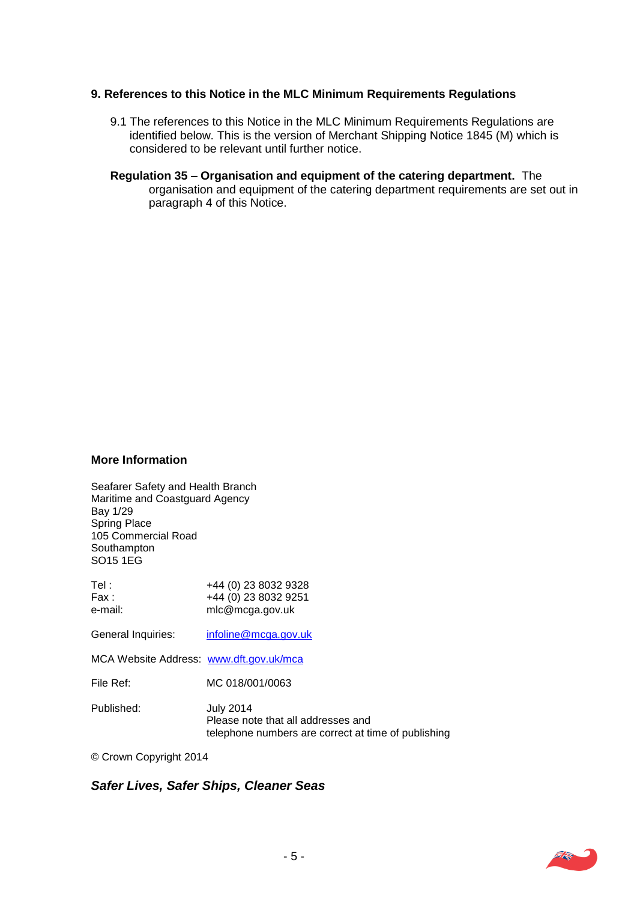## 9. References to this Notice in the MLC Minimum Requirements Regulations

9.1 The references to this Notice in the MLC Minimum Requirements Regulations are identified below. This is the version of Merchant Shipping Notice 1845 (M) which is considered to be relevant until further notice.

**Regulation 35 – Organisation and equipment of the catering department.** The organisation and equipment of the catering department requirements are set out in paragraph 4 of this Notice.

### More Information

Seafarer Safety and Health Branch
Maritime and Coastguard Agency
Bay 1/29
Spring Place
105 Commercial Road
Southampton
SO15 1EG

Tel : +44 (0) 23 8032 9328
Fax : +44 (0) 23 8032 9251
e-mail: mlc@mcga.gov.uk

General Inquiries: infoline@mcga.gov.uk

MCA Website Address: www.dft.gov.uk/mca

File Ref: MC 018/001/0063

Published: July 2014
Please note that all addresses and telephone numbers are correct at time of publishing

© Crown Copyright 2014

***Safer Lives, Safer Ships, Cleaner Seas***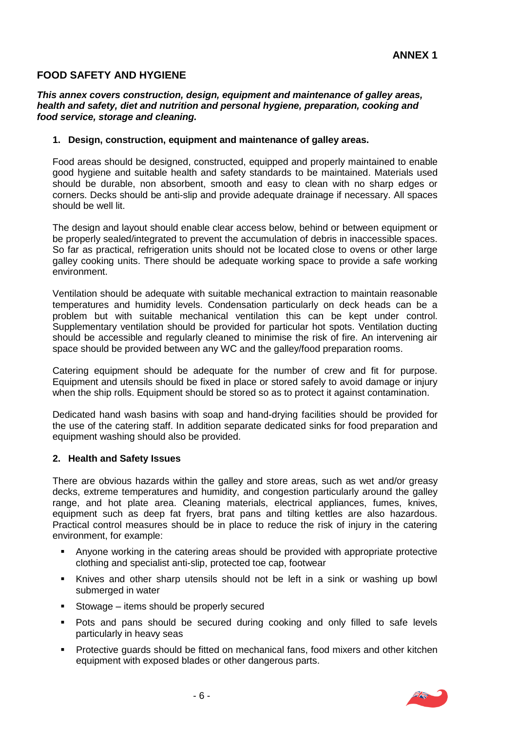**ANNEX 1**

# FOOD SAFETY AND HYGIENE

***This annex covers construction, design, equipment and maintenance of galley areas, health and safety, diet and nutrition and personal hygiene, preparation, cooking and food service, storage and cleaning.***

## 1. Design, construction, equipment and maintenance of galley areas.

Food areas should be designed, constructed, equipped and properly maintained to enable good hygiene and suitable health and safety standards to be maintained. Materials used should be durable, non absorbent, smooth and easy to clean with no sharp edges or corners. Decks should be anti-slip and provide adequate drainage if necessary. All spaces should be well lit.

The design and layout should enable clear access below, behind or between equipment or be properly sealed/integrated to prevent the accumulation of debris in inaccessible spaces. So far as practical, refrigeration units should not be located close to ovens or other large galley cooking units. There should be adequate working space to provide a safe working environment.

Ventilation should be adequate with suitable mechanical extraction to maintain reasonable temperatures and humidity levels. Condensation particularly on deck heads can be a problem but with suitable mechanical ventilation this can be kept under control. Supplementary ventilation should be provided for particular hot spots. Ventilation ducting should be accessible and regularly cleaned to minimise the risk of fire. An intervening air space should be provided between any WC and the galley/food preparation rooms.

Catering equipment should be adequate for the number of crew and fit for purpose. Equipment and utensils should be fixed in place or stored safely to avoid damage or injury when the ship rolls. Equipment should be stored so as to protect it against contamination.

Dedicated hand wash basins with soap and hand-drying facilities should be provided for the use of the catering staff. In addition separate dedicated sinks for food preparation and equipment washing should also be provided.

## 2. Health and Safety Issues

There are obvious hazards within the galley and store areas, such as wet and/or greasy decks, extreme temperatures and humidity, and congestion particularly around the galley range, and hot plate area. Cleaning materials, electrical appliances, fumes, knives, equipment such as deep fat fryers, brat pans and tilting kettles are also hazardous. Practical control measures should be in place to reduce the risk of injury in the catering environment, for example:

- Anyone working in the catering areas should be provided with appropriate protective clothing and specialist anti-slip, protected toe cap, footwear
- Knives and other sharp utensils should not be left in a sink or washing up bowl submerged in water
- Stowage – items should be properly secured
- Pots and pans should be secured during cooking and only filled to safe levels particularly in heavy seas
- Protective guards should be fitted on mechanical fans, food mixers and other kitchen equipment with exposed blades or other dangerous parts.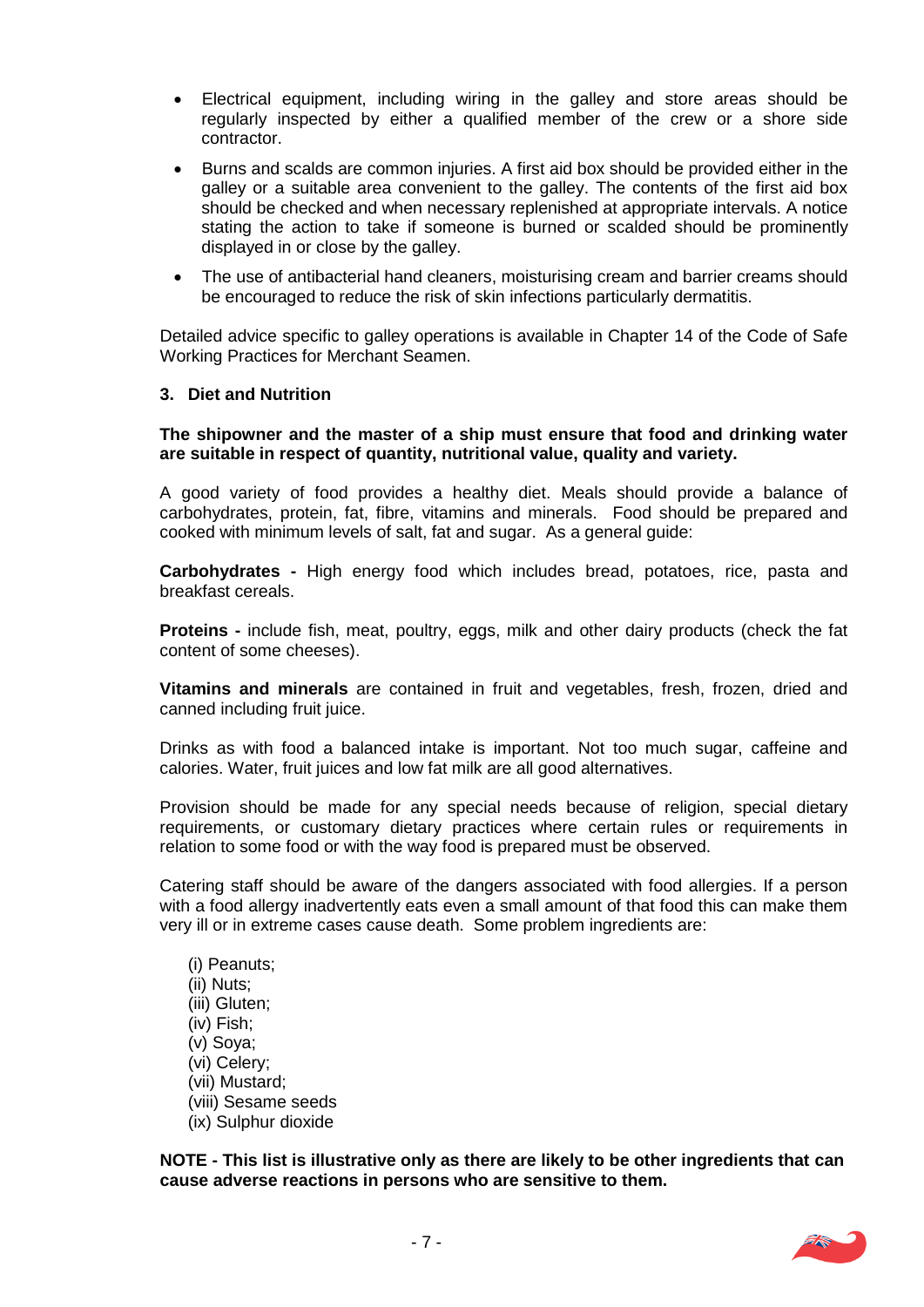- Electrical equipment, including wiring in the galley and store areas should be regularly inspected by either a qualified member of the crew or a shore side contractor.
- Burns and scalds are common injuries. A first aid box should be provided either in the galley or a suitable area convenient to the galley. The contents of the first aid box should be checked and when necessary replenished at appropriate intervals. A notice stating the action to take if someone is burned or scalded should be prominently displayed in or close by the galley.
- The use of antibacterial hand cleaners, moisturising cream and barrier creams should be encouraged to reduce the risk of skin infections particularly dermatitis.

Detailed advice specific to galley operations is available in Chapter 14 of the Code of Safe Working Practices for Merchant Seamen.

### 3. Diet and Nutrition

**The shipowner and the master of a ship must ensure that food and drinking water are suitable in respect of quantity, nutritional value, quality and variety.**

A good variety of food provides a healthy diet. Meals should provide a balance of carbohydrates, protein, fat, fibre, vitamins and minerals. Food should be prepared and cooked with minimum levels of salt, fat and sugar. As a general guide:

**Carbohydrates -** High energy food which includes bread, potatoes, rice, pasta and breakfast cereals.

**Proteins -** include fish, meat, poultry, eggs, milk and other dairy products (check the fat content of some cheeses).

**Vitamins and minerals** are contained in fruit and vegetables, fresh, frozen, dried and canned including fruit juice.

Drinks as with food a balanced intake is important. Not too much sugar, caffeine and calories. Water, fruit juices and low fat milk are all good alternatives.

Provision should be made for any special needs because of religion, special dietary requirements, or customary dietary practices where certain rules or requirements in relation to some food or with the way food is prepared must be observed.

Catering staff should be aware of the dangers associated with food allergies. If a person with a food allergy inadvertently eats even a small amount of that food this can make them very ill or in extreme cases cause death. Some problem ingredients are:

(i) Peanuts;
(ii) Nuts;
(iii) Gluten;
(iv) Fish;
(v) Soya;
(vi) Celery;
(vii) Mustard;
(viii) Sesame seeds
(ix) Sulphur dioxide

**NOTE - This list is illustrative only as there are likely to be other ingredients that can cause adverse reactions in persons who are sensitive to them.**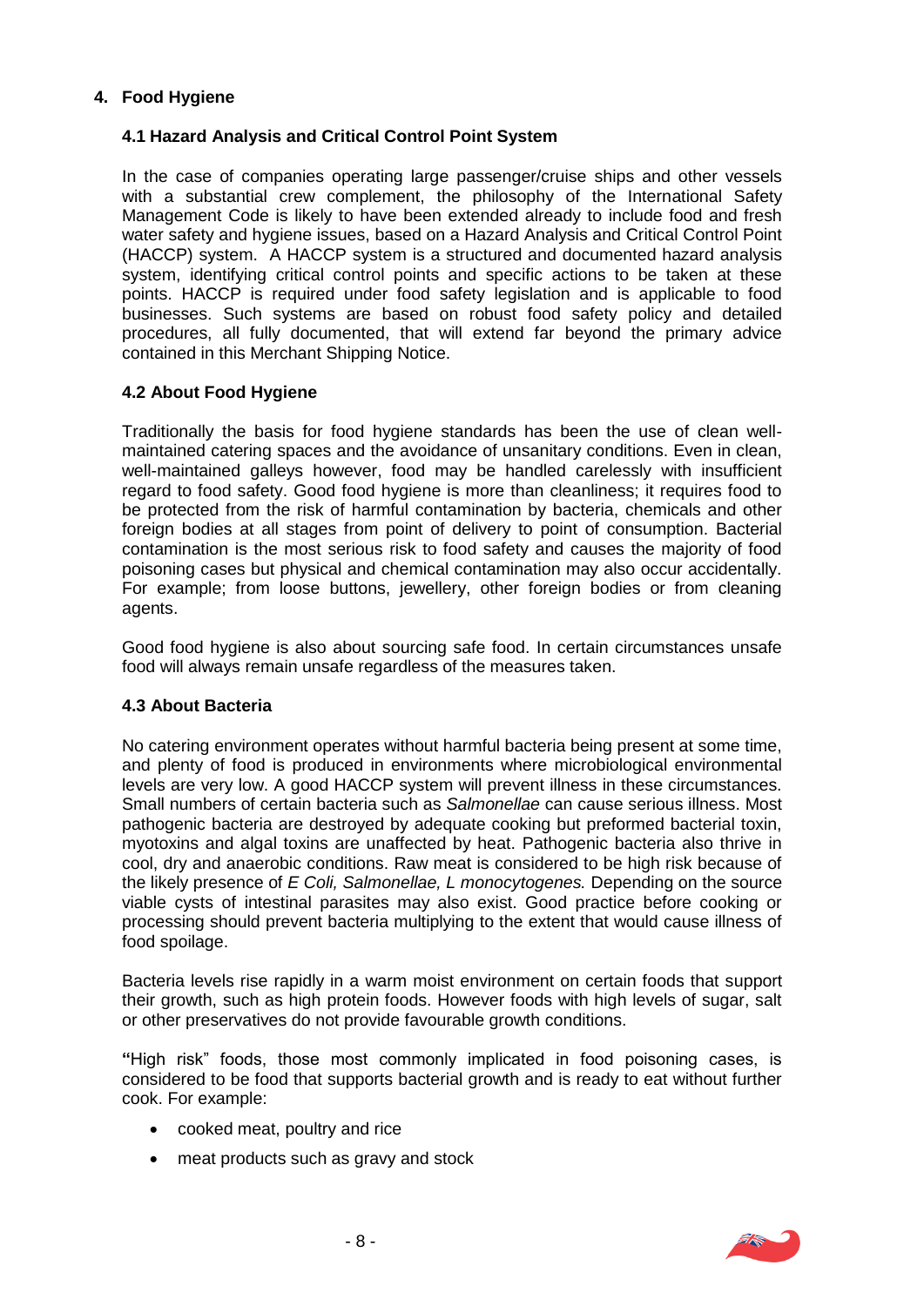# 4. Food Hygiene

## 4.1 Hazard Analysis and Critical Control Point System

In the case of companies operating large passenger/cruise ships and other vessels with a substantial crew complement, the philosophy of the International Safety Management Code is likely to have been extended already to include food and fresh water safety and hygiene issues, based on a Hazard Analysis and Critical Control Point (HACCP) system. A HACCP system is a structured and documented hazard analysis system, identifying critical control points and specific actions to be taken at these points. HACCP is required under food safety legislation and is applicable to food businesses. Such systems are based on robust food safety policy and detailed procedures, all fully documented, that will extend far beyond the primary advice contained in this Merchant Shipping Notice.

## 4.2 About Food Hygiene

Traditionally the basis for food hygiene standards has been the use of clean well-maintained catering spaces and the avoidance of unsanitary conditions. Even in clean, well-maintained galleys however, food may be handled carelessly with insufficient regard to food safety. Good food hygiene is more than cleanliness; it requires food to be protected from the risk of harmful contamination by bacteria, chemicals and other foreign bodies at all stages from point of delivery to point of consumption. Bacterial contamination is the most serious risk to food safety and causes the majority of food poisoning cases but physical and chemical contamination may also occur accidentally. For example; from loose buttons, jewellery, other foreign bodies or from cleaning agents.

Good food hygiene is also about sourcing safe food. In certain circumstances unsafe food will always remain unsafe regardless of the measures taken.

## 4.3 About Bacteria

No catering environment operates without harmful bacteria being present at some time, and plenty of food is produced in environments where microbiological environmental levels are very low. A good HACCP system will prevent illness in these circumstances. Small numbers of certain bacteria such as *Salmonellae* can cause serious illness. Most pathogenic bacteria are destroyed by adequate cooking but preformed bacterial toxin, myotoxins and algal toxins are unaffected by heat. Pathogenic bacteria also thrive in cool, dry and anaerobic conditions. Raw meat is considered to be high risk because of the likely presence of *E Coli, Salmonellae, L monocytogenes.* Depending on the source viable cysts of intestinal parasites may also exist. Good practice before cooking or processing should prevent bacteria multiplying to the extent that would cause illness of food spoilage.

Bacteria levels rise rapidly in a warm moist environment on certain foods that support their growth, such as high protein foods. However foods with high levels of sugar, salt or other preservatives do not provide favourable growth conditions.

"High risk" foods, those most commonly implicated in food poisoning cases, is considered to be food that supports bacterial growth and is ready to eat without further cook. For example:

- cooked meat, poultry and rice
- meat products such as gravy and stock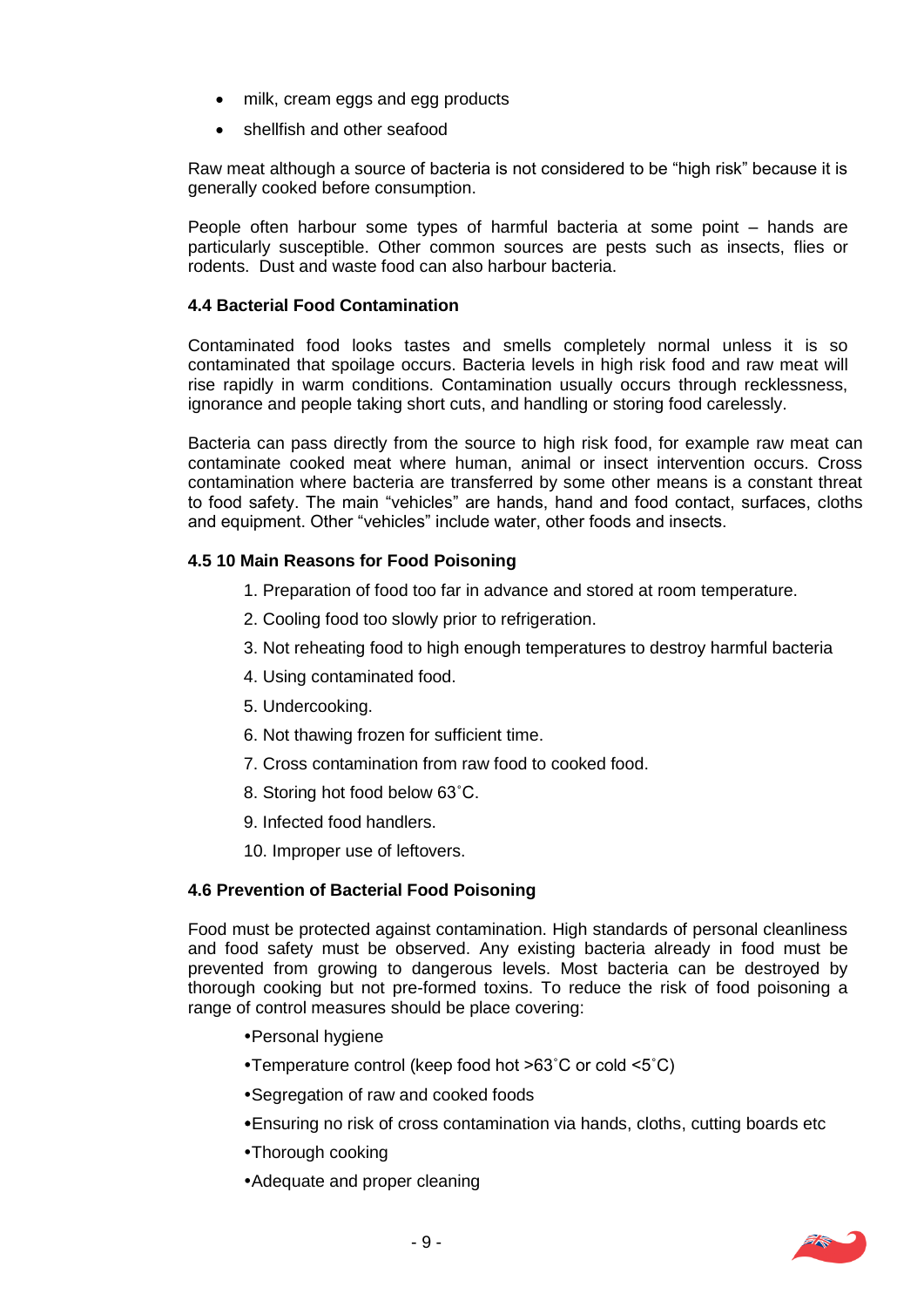- milk, cream eggs and egg products
- shellfish and other seafood

Raw meat although a source of bacteria is not considered to be "high risk" because it is generally cooked before consumption.

People often harbour some types of harmful bacteria at some point – hands are particularly susceptible. Other common sources are pests such as insects, flies or rodents. Dust and waste food can also harbour bacteria.

### 4.4 Bacterial Food Contamination

Contaminated food looks tastes and smells completely normal unless it is so contaminated that spoilage occurs. Bacteria levels in high risk food and raw meat will rise rapidly in warm conditions. Contamination usually occurs through recklessness, ignorance and people taking short cuts, and handling or storing food carelessly.

Bacteria can pass directly from the source to high risk food, for example raw meat can contaminate cooked meat where human, animal or insect intervention occurs. Cross contamination where bacteria are transferred by some other means is a constant threat to food safety. The main "vehicles" are hands, hand and food contact, surfaces, cloths and equipment. Other "vehicles" include water, other foods and insects.

### 4.5 10 Main Reasons for Food Poisoning

1. Preparation of food too far in advance and stored at room temperature.
2. Cooling food too slowly prior to refrigeration.
3. Not reheating food to high enough temperatures to destroy harmful bacteria
4. Using contaminated food.
5. Undercooking.
6. Not thawing frozen for sufficient time.
7. Cross contamination from raw food to cooked food.
8. Storing hot food below 63˚C.
9. Infected food handlers.
10. Improper use of leftovers.

### 4.6 Prevention of Bacterial Food Poisoning

Food must be protected against contamination. High standards of personal cleanliness and food safety must be observed. Any existing bacteria already in food must be prevented from growing to dangerous levels. Most bacteria can be destroyed by thorough cooking but not pre-formed toxins. To reduce the risk of food poisoning a range of control measures should be place covering:

- Personal hygiene
- Temperature control (keep food hot >63˚C or cold <5˚C)
- Segregation of raw and cooked foods
- Ensuring no risk of cross contamination via hands, cloths, cutting boards etc
- Thorough cooking
- Adequate and proper cleaning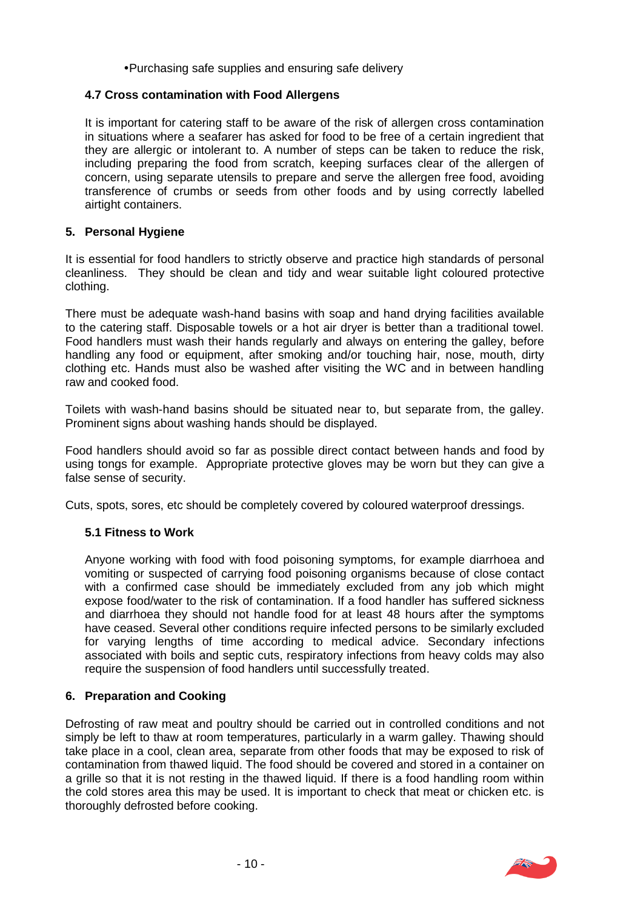- Purchasing safe supplies and ensuring safe delivery

### 4.7 Cross contamination with Food Allergens

It is important for catering staff to be aware of the risk of allergen cross contamination in situations where a seafarer has asked for food to be free of a certain ingredient that they are allergic or intolerant to. A number of steps can be taken to reduce the risk, including preparing the food from scratch, keeping surfaces clear of the allergen of concern, using separate utensils to prepare and serve the allergen free food, avoiding transference of crumbs or seeds from other foods and by using correctly labelled airtight containers.

## 5. Personal Hygiene

It is essential for food handlers to strictly observe and practice high standards of personal cleanliness. They should be clean and tidy and wear suitable light coloured protective clothing.

There must be adequate wash-hand basins with soap and hand drying facilities available to the catering staff. Disposable towels or a hot air dryer is better than a traditional towel. Food handlers must wash their hands regularly and always on entering the galley, before handling any food or equipment, after smoking and/or touching hair, nose, mouth, dirty clothing etc. Hands must also be washed after visiting the WC and in between handling raw and cooked food.

Toilets with wash-hand basins should be situated near to, but separate from, the galley. Prominent signs about washing hands should be displayed.

Food handlers should avoid so far as possible direct contact between hands and food by using tongs for example. Appropriate protective gloves may be worn but they can give a false sense of security.

Cuts, spots, sores, etc should be completely covered by coloured waterproof dressings.

### 5.1 Fitness to Work

Anyone working with food with food poisoning symptoms, for example diarrhoea and vomiting or suspected of carrying food poisoning organisms because of close contact with a confirmed case should be immediately excluded from any job which might expose food/water to the risk of contamination. If a food handler has suffered sickness and diarrhoea they should not handle food for at least 48 hours after the symptoms have ceased. Several other conditions require infected persons to be similarly excluded for varying lengths of time according to medical advice. Secondary infections associated with boils and septic cuts, respiratory infections from heavy colds may also require the suspension of food handlers until successfully treated.

## 6. Preparation and Cooking

Defrosting of raw meat and poultry should be carried out in controlled conditions and not simply be left to thaw at room temperatures, particularly in a warm galley. Thawing should take place in a cool, clean area, separate from other foods that may be exposed to risk of contamination from thawed liquid. The food should be covered and stored in a container on a grille so that it is not resting in the thawed liquid. If there is a food handling room within the cold stores area this may be used. It is important to check that meat or chicken etc. is thoroughly defrosted before cooking.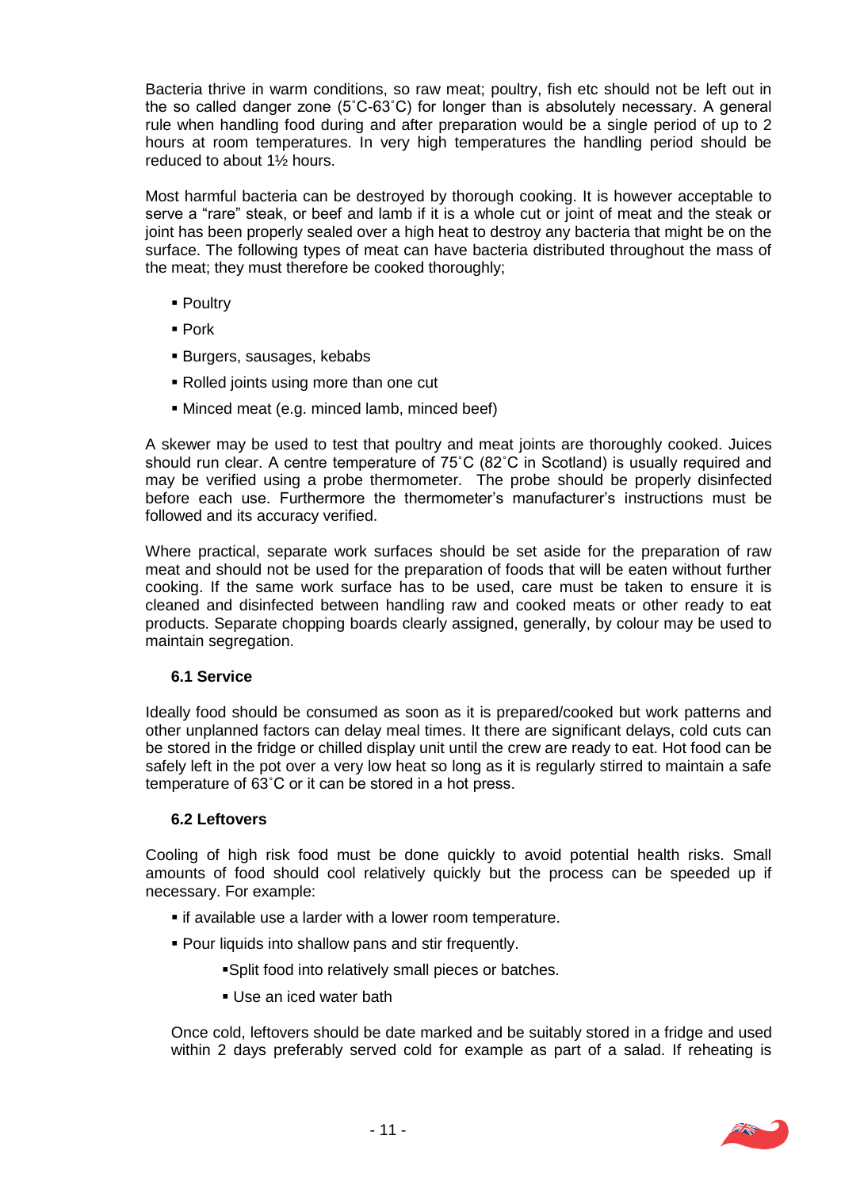Bacteria thrive in warm conditions, so raw meat; poultry, fish etc should not be left out in the so called danger zone (5˚C-63˚C) for longer than is absolutely necessary. A general rule when handling food during and after preparation would be a single period of up to 2 hours at room temperatures. In very high temperatures the handling period should be reduced to about 1½ hours.

Most harmful bacteria can be destroyed by thorough cooking. It is however acceptable to serve a "rare" steak, or beef and lamb if it is a whole cut or joint of meat and the steak or joint has been properly sealed over a high heat to destroy any bacteria that might be on the surface. The following types of meat can have bacteria distributed throughout the mass of the meat; they must therefore be cooked thoroughly;

- Poultry
- Pork
- Burgers, sausages, kebabs
- Rolled joints using more than one cut
- Minced meat (e.g. minced lamb, minced beef)

A skewer may be used to test that poultry and meat joints are thoroughly cooked. Juices should run clear. A centre temperature of 75˚C (82˚C in Scotland) is usually required and may be verified using a probe thermometer. The probe should be properly disinfected before each use. Furthermore the thermometer's manufacturer's instructions must be followed and its accuracy verified.

Where practical, separate work surfaces should be set aside for the preparation of raw meat and should not be used for the preparation of foods that will be eaten without further cooking. If the same work surface has to be used, care must be taken to ensure it is cleaned and disinfected between handling raw and cooked meats or other ready to eat products. Separate chopping boards clearly assigned, generally, by colour may be used to maintain segregation.

### 6.1 Service

Ideally food should be consumed as soon as it is prepared/cooked but work patterns and other unplanned factors can delay meal times. It there are significant delays, cold cuts can be stored in the fridge or chilled display unit until the crew are ready to eat. Hot food can be safely left in the pot over a very low heat so long as it is regularly stirred to maintain a safe temperature of 63˚C or it can be stored in a hot press.

### 6.2 Leftovers

Cooling of high risk food must be done quickly to avoid potential health risks. Small amounts of food should cool relatively quickly but the process can be speeded up if necessary. For example:

- if available use a larder with a lower room temperature.
- Pour liquids into shallow pans and stir frequently.
- Split food into relatively small pieces or batches.
- Use an iced water bath

Once cold, leftovers should be date marked and be suitably stored in a fridge and used within 2 days preferably served cold for example as part of a salad. If reheating is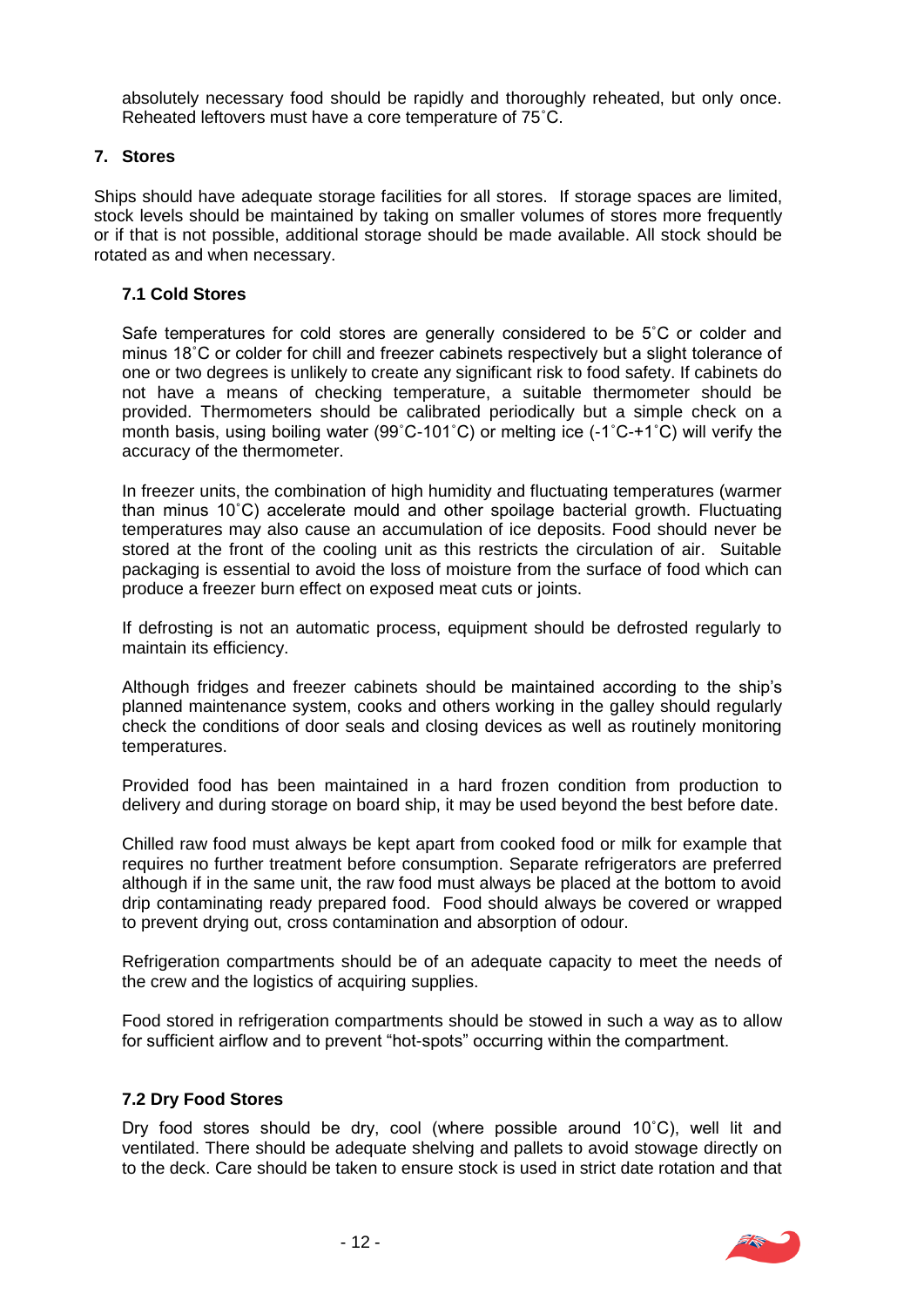absolutely necessary food should be rapidly and thoroughly reheated, but only once. Reheated leftovers must have a core temperature of 75˚C.

## 7. Stores

Ships should have adequate storage facilities for all stores. If storage spaces are limited, stock levels should be maintained by taking on smaller volumes of stores more frequently or if that is not possible, additional storage should be made available. All stock should be rotated as and when necessary.

### 7.1 Cold Stores

Safe temperatures for cold stores are generally considered to be 5˚C or colder and minus 18˚C or colder for chill and freezer cabinets respectively but a slight tolerance of one or two degrees is unlikely to create any significant risk to food safety. If cabinets do not have a means of checking temperature, a suitable thermometer should be provided. Thermometers should be calibrated periodically but a simple check on a month basis, using boiling water (99˚C-101˚C) or melting ice (-1˚C-+1˚C) will verify the accuracy of the thermometer.

In freezer units, the combination of high humidity and fluctuating temperatures (warmer than minus 10˚C) accelerate mould and other spoilage bacterial growth. Fluctuating temperatures may also cause an accumulation of ice deposits. Food should never be stored at the front of the cooling unit as this restricts the circulation of air. Suitable packaging is essential to avoid the loss of moisture from the surface of food which can produce a freezer burn effect on exposed meat cuts or joints.

If defrosting is not an automatic process, equipment should be defrosted regularly to maintain its efficiency.

Although fridges and freezer cabinets should be maintained according to the ship's planned maintenance system, cooks and others working in the galley should regularly check the conditions of door seals and closing devices as well as routinely monitoring temperatures.

Provided food has been maintained in a hard frozen condition from production to delivery and during storage on board ship, it may be used beyond the best before date.

Chilled raw food must always be kept apart from cooked food or milk for example that requires no further treatment before consumption. Separate refrigerators are preferred although if in the same unit, the raw food must always be placed at the bottom to avoid drip contaminating ready prepared food. Food should always be covered or wrapped to prevent drying out, cross contamination and absorption of odour.

Refrigeration compartments should be of an adequate capacity to meet the needs of the crew and the logistics of acquiring supplies.

Food stored in refrigeration compartments should be stowed in such a way as to allow for sufficient airflow and to prevent "hot-spots" occurring within the compartment.

### 7.2 Dry Food Stores

Dry food stores should be dry, cool (where possible around 10˚C), well lit and ventilated. There should be adequate shelving and pallets to avoid stowage directly on to the deck. Care should be taken to ensure stock is used in strict date rotation and that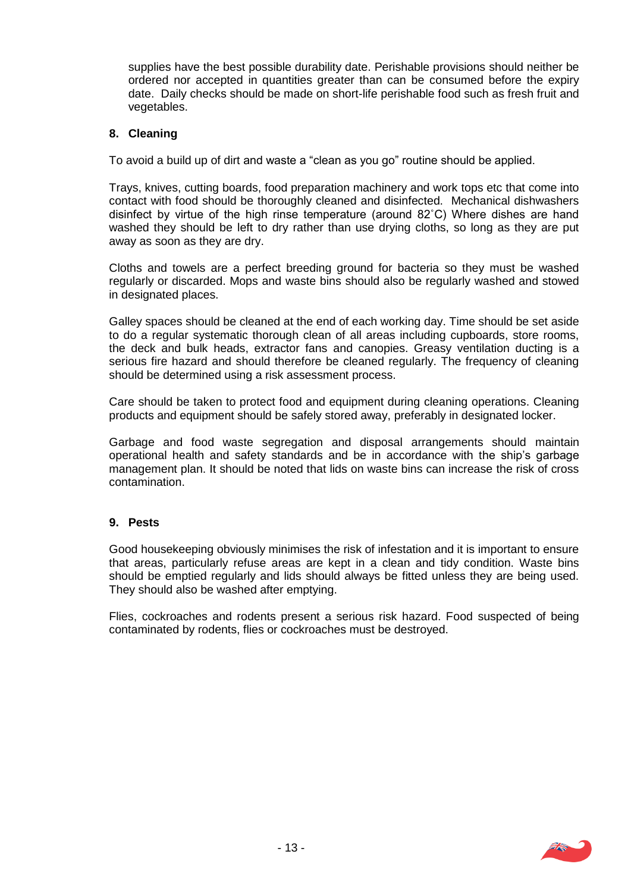supplies have the best possible durability date. Perishable provisions should neither be ordered nor accepted in quantities greater than can be consumed before the expiry date. Daily checks should be made on short-life perishable food such as fresh fruit and vegetables.

## 8. Cleaning

To avoid a build up of dirt and waste a "clean as you go" routine should be applied.

Trays, knives, cutting boards, food preparation machinery and work tops etc that come into contact with food should be thoroughly cleaned and disinfected. Mechanical dishwashers disinfect by virtue of the high rinse temperature (around 82˚C) Where dishes are hand washed they should be left to dry rather than use drying cloths, so long as they are put away as soon as they are dry.

Cloths and towels are a perfect breeding ground for bacteria so they must be washed regularly or discarded. Mops and waste bins should also be regularly washed and stowed in designated places.

Galley spaces should be cleaned at the end of each working day. Time should be set aside to do a regular systematic thorough clean of all areas including cupboards, store rooms, the deck and bulk heads, extractor fans and canopies. Greasy ventilation ducting is a serious fire hazard and should therefore be cleaned regularly. The frequency of cleaning should be determined using a risk assessment process.

Care should be taken to protect food and equipment during cleaning operations. Cleaning products and equipment should be safely stored away, preferably in designated locker.

Garbage and food waste segregation and disposal arrangements should maintain operational health and safety standards and be in accordance with the ship's garbage management plan. It should be noted that lids on waste bins can increase the risk of cross contamination.

## 9. Pests

Good housekeeping obviously minimises the risk of infestation and it is important to ensure that areas, particularly refuse areas are kept in a clean and tidy condition. Waste bins should be emptied regularly and lids should always be fitted unless they are being used. They should also be washed after emptying.

Flies, cockroaches and rodents present a serious risk hazard. Food suspected of being contaminated by rodents, flies or cockroaches must be destroyed.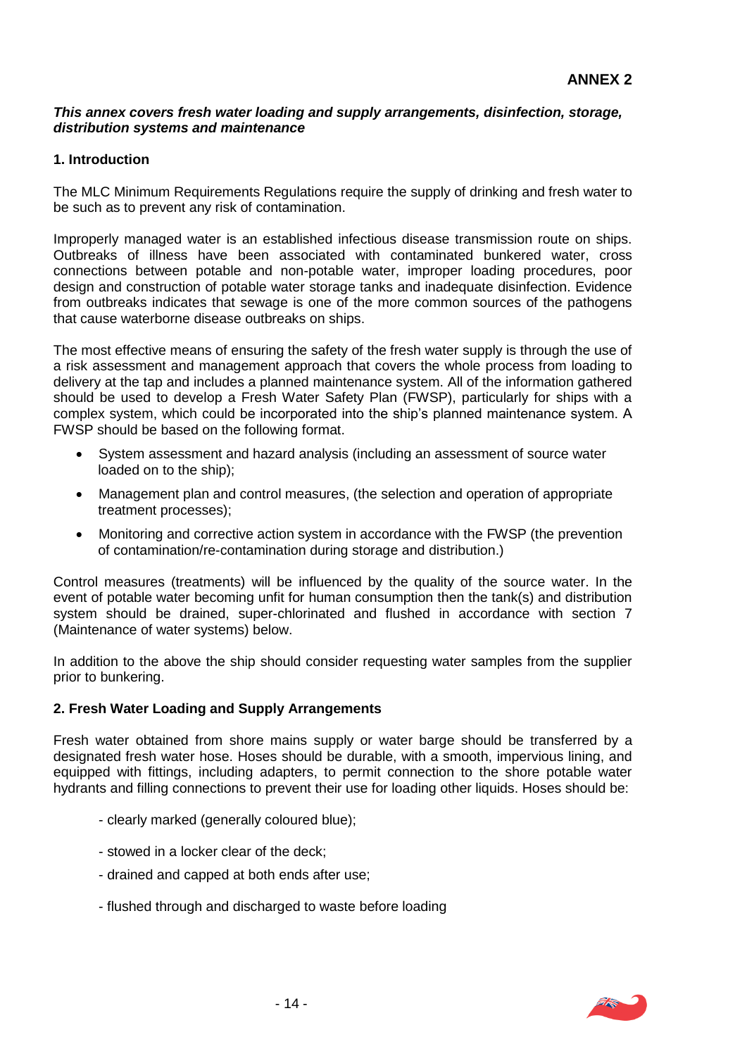# ANNEX 2

***This annex covers fresh water loading and supply arrangements, disinfection, storage, distribution systems and maintenance***

## 1. Introduction

The MLC Minimum Requirements Regulations require the supply of drinking and fresh water to be such as to prevent any risk of contamination.

Improperly managed water is an established infectious disease transmission route on ships. Outbreaks of illness have been associated with contaminated bunkered water, cross connections between potable and non-potable water, improper loading procedures, poor design and construction of potable water storage tanks and inadequate disinfection. Evidence from outbreaks indicates that sewage is one of the more common sources of the pathogens that cause waterborne disease outbreaks on ships.

The most effective means of ensuring the safety of the fresh water supply is through the use of a risk assessment and management approach that covers the whole process from loading to delivery at the tap and includes a planned maintenance system. All of the information gathered should be used to develop a Fresh Water Safety Plan (FWSP), particularly for ships with a complex system, which could be incorporated into the ship's planned maintenance system. A FWSP should be based on the following format.

- System assessment and hazard analysis (including an assessment of source water loaded on to the ship);
- Management plan and control measures, (the selection and operation of appropriate treatment processes);
- Monitoring and corrective action system in accordance with the FWSP (the prevention of contamination/re-contamination during storage and distribution.)

Control measures (treatments) will be influenced by the quality of the source water. In the event of potable water becoming unfit for human consumption then the tank(s) and distribution system should be drained, super-chlorinated and flushed in accordance with section 7 (Maintenance of water systems) below.

In addition to the above the ship should consider requesting water samples from the supplier prior to bunkering.

## 2. Fresh Water Loading and Supply Arrangements

Fresh water obtained from shore mains supply or water barge should be transferred by a designated fresh water hose. Hoses should be durable, with a smooth, impervious lining, and equipped with fittings, including adapters, to permit connection to the shore potable water hydrants and filling connections to prevent their use for loading other liquids. Hoses should be:

- clearly marked (generally coloured blue);
- stowed in a locker clear of the deck;
- drained and capped at both ends after use;
- flushed through and discharged to waste before loading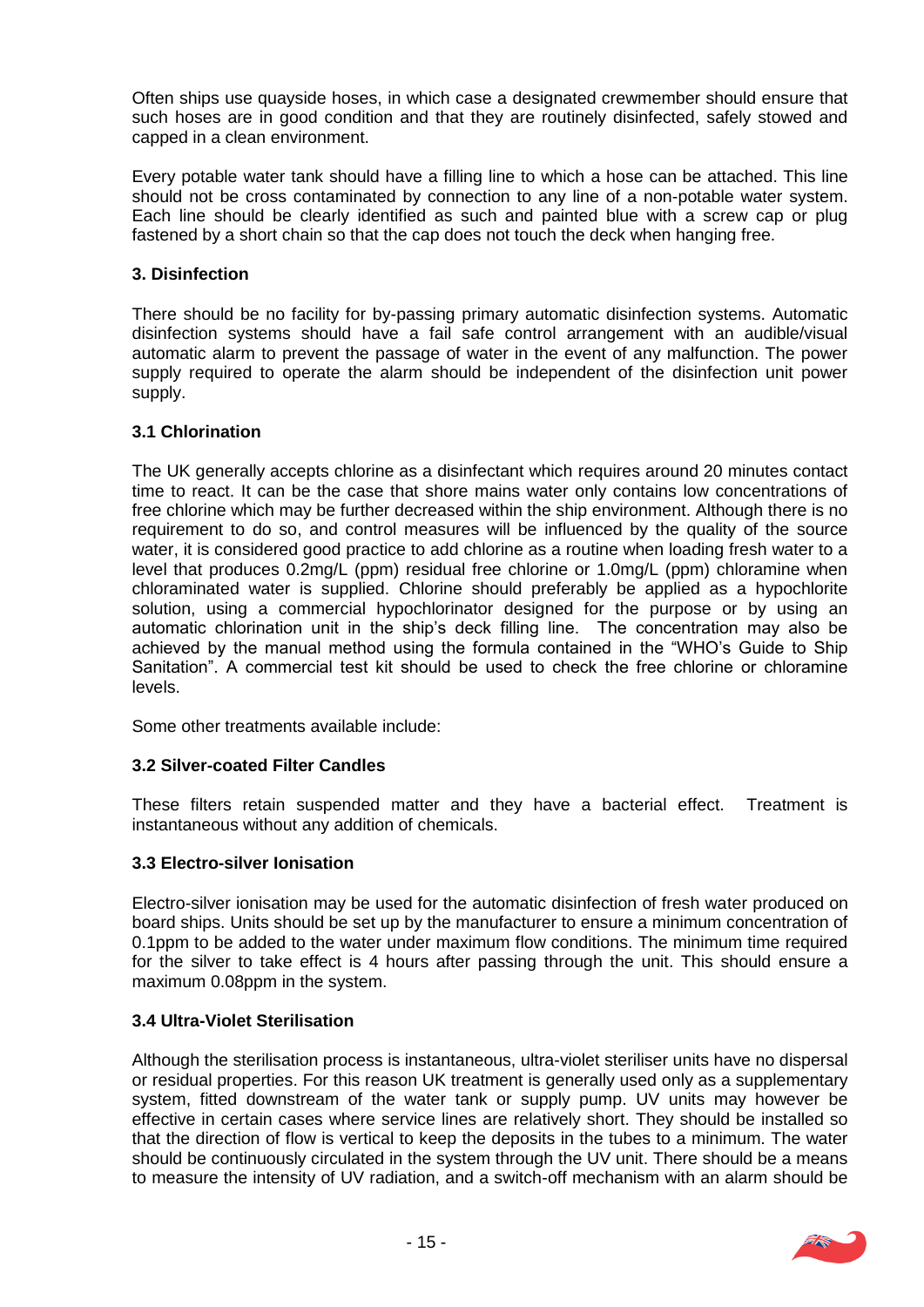Often ships use quayside hoses, in which case a designated crewmember should ensure that such hoses are in good condition and that they are routinely disinfected, safely stowed and capped in a clean environment.

Every potable water tank should have a filling line to which a hose can be attached. This line should not be cross contaminated by connection to any line of a non-potable water system. Each line should be clearly identified as such and painted blue with a screw cap or plug fastened by a short chain so that the cap does not touch the deck when hanging free.

### 3. Disinfection

There should be no facility for by-passing primary automatic disinfection systems. Automatic disinfection systems should have a fail safe control arrangement with an audible/visual automatic alarm to prevent the passage of water in the event of any malfunction. The power supply required to operate the alarm should be independent of the disinfection unit power supply.

### 3.1 Chlorination

The UK generally accepts chlorine as a disinfectant which requires around 20 minutes contact time to react. It can be the case that shore mains water only contains low concentrations of free chlorine which may be further decreased within the ship environment. Although there is no requirement to do so, and control measures will be influenced by the quality of the source water, it is considered good practice to add chlorine as a routine when loading fresh water to a level that produces 0.2mg/L (ppm) residual free chlorine or 1.0mg/L (ppm) chloramine when chloraminated water is supplied. Chlorine should preferably be applied as a hypochlorite solution, using a commercial hypochlorinator designed for the purpose or by using an automatic chlorination unit in the ship's deck filling line. The concentration may also be achieved by the manual method using the formula contained in the "WHO's Guide to Ship Sanitation". A commercial test kit should be used to check the free chlorine or chloramine levels.

Some other treatments available include:

### 3.2 Silver-coated Filter Candles

These filters retain suspended matter and they have a bacterial effect. Treatment is instantaneous without any addition of chemicals.

### 3.3 Electro-silver Ionisation

Electro-silver ionisation may be used for the automatic disinfection of fresh water produced on board ships. Units should be set up by the manufacturer to ensure a minimum concentration of 0.1ppm to be added to the water under maximum flow conditions. The minimum time required for the silver to take effect is 4 hours after passing through the unit. This should ensure a maximum 0.08ppm in the system.

### 3.4 Ultra-Violet Sterilisation

Although the sterilisation process is instantaneous, ultra-violet steriliser units have no dispersal or residual properties. For this reason UK treatment is generally used only as a supplementary system, fitted downstream of the water tank or supply pump. UV units may however be effective in certain cases where service lines are relatively short. They should be installed so that the direction of flow is vertical to keep the deposits in the tubes to a minimum. The water should be continuously circulated in the system through the UV unit. There should be a means to measure the intensity of UV radiation, and a switch-off mechanism with an alarm should be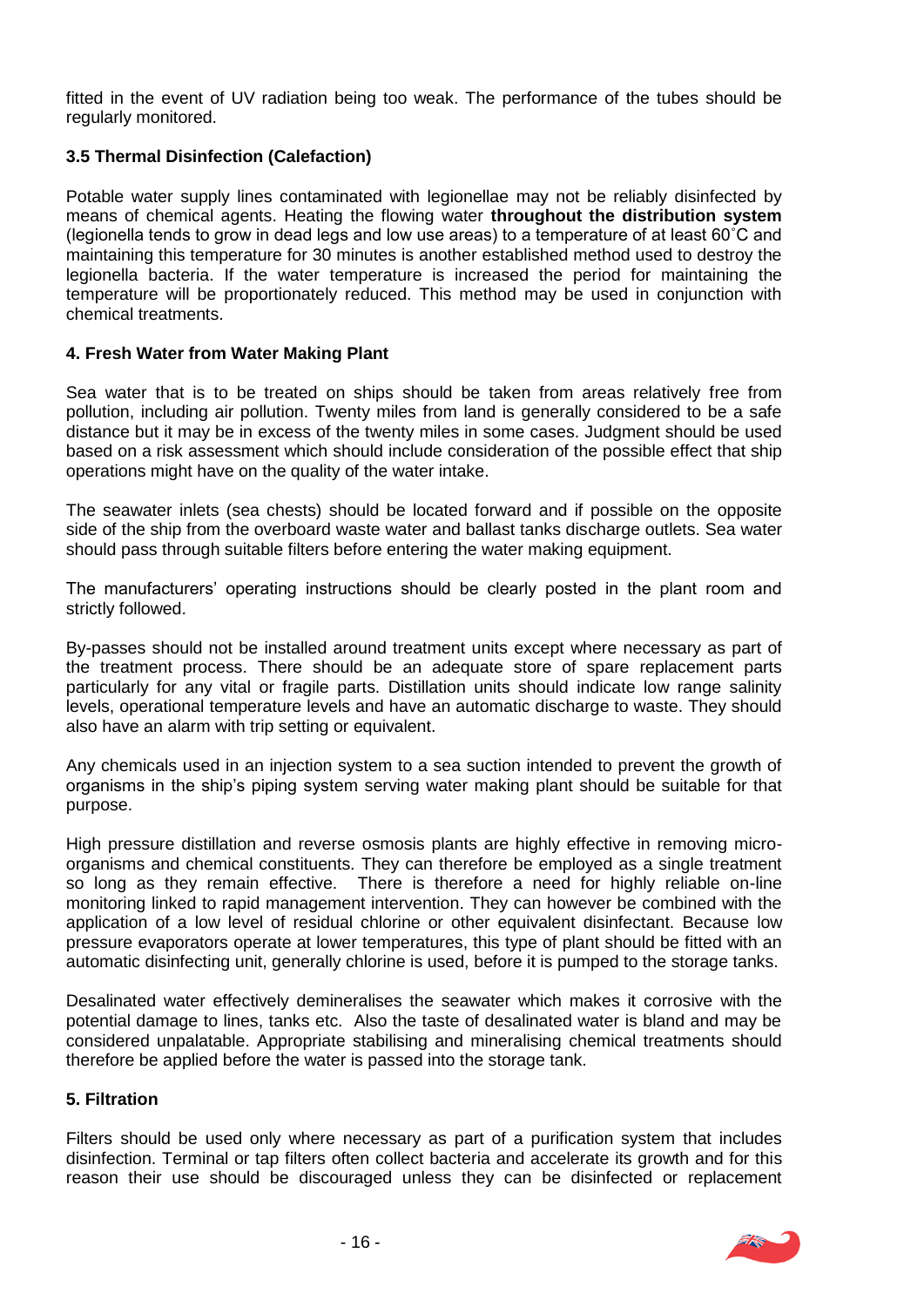fitted in the event of UV radiation being too weak. The performance of the tubes should be regularly monitored.

### 3.5 Thermal Disinfection (Calefaction)

Potable water supply lines contaminated with legionellae may not be reliably disinfected by means of chemical agents. Heating the flowing water **throughout the distribution system** (legionella tends to grow in dead legs and low use areas) to a temperature of at least 60˚C and maintaining this temperature for 30 minutes is another established method used to destroy the legionella bacteria. If the water temperature is increased the period for maintaining the temperature will be proportionately reduced. This method may be used in conjunction with chemical treatments.

### 4. Fresh Water from Water Making Plant

Sea water that is to be treated on ships should be taken from areas relatively free from pollution, including air pollution. Twenty miles from land is generally considered to be a safe distance but it may be in excess of the twenty miles in some cases. Judgment should be used based on a risk assessment which should include consideration of the possible effect that ship operations might have on the quality of the water intake.

The seawater inlets (sea chests) should be located forward and if possible on the opposite side of the ship from the overboard waste water and ballast tanks discharge outlets. Sea water should pass through suitable filters before entering the water making equipment.

The manufacturers' operating instructions should be clearly posted in the plant room and strictly followed.

By-passes should not be installed around treatment units except where necessary as part of the treatment process. There should be an adequate store of spare replacement parts particularly for any vital or fragile parts. Distillation units should indicate low range salinity levels, operational temperature levels and have an automatic discharge to waste. They should also have an alarm with trip setting or equivalent.

Any chemicals used in an injection system to a sea suction intended to prevent the growth of organisms in the ship's piping system serving water making plant should be suitable for that purpose.

High pressure distillation and reverse osmosis plants are highly effective in removing micro-organisms and chemical constituents. They can therefore be employed as a single treatment so long as they remain effective. There is therefore a need for highly reliable on-line monitoring linked to rapid management intervention. They can however be combined with the application of a low level of residual chlorine or other equivalent disinfectant. Because low pressure evaporators operate at lower temperatures, this type of plant should be fitted with an automatic disinfecting unit, generally chlorine is used, before it is pumped to the storage tanks.

Desalinated water effectively demineralises the seawater which makes it corrosive with the potential damage to lines, tanks etc. Also the taste of desalinated water is bland and may be considered unpalatable. Appropriate stabilising and mineralising chemical treatments should therefore be applied before the water is passed into the storage tank.

### 5. Filtration

Filters should be used only where necessary as part of a purification system that includes disinfection. Terminal or tap filters often collect bacteria and accelerate its growth and for this reason their use should be discouraged unless they can be disinfected or replacement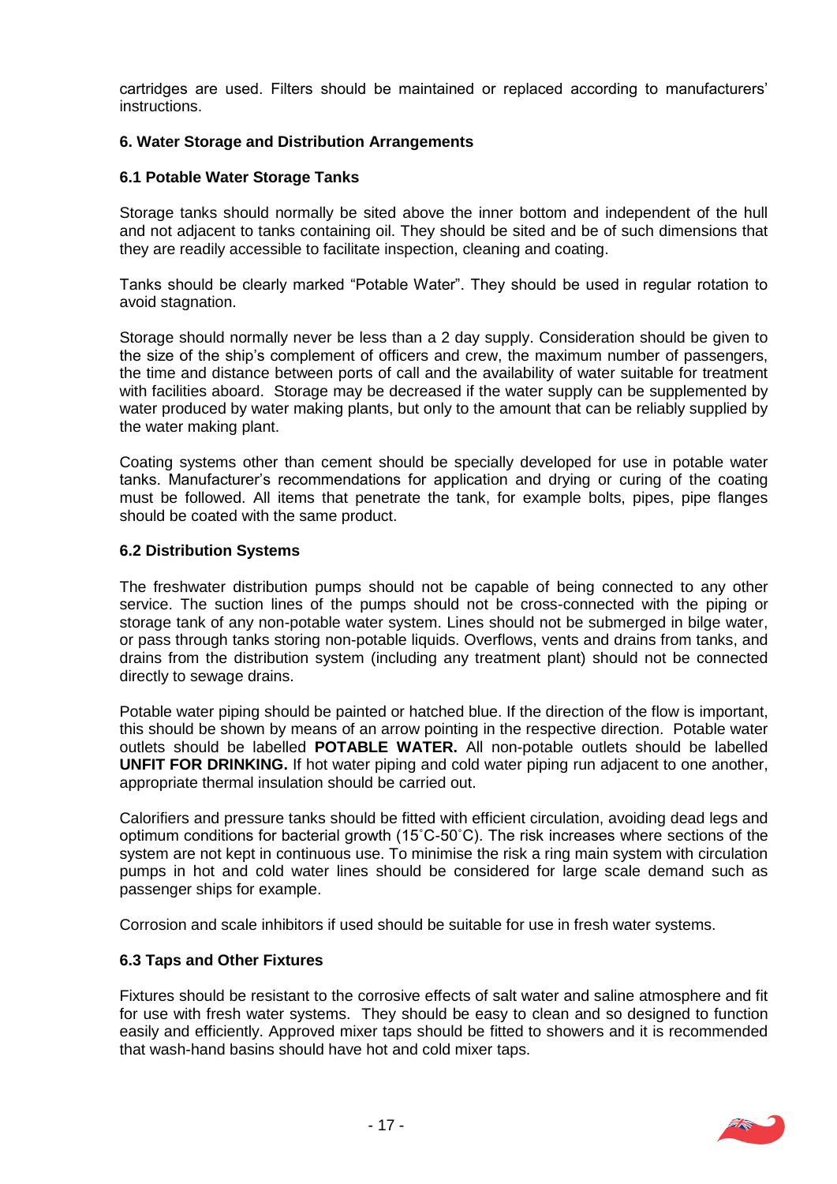cartridges are used. Filters should be maintained or replaced according to manufacturers' instructions.

### 6. Water Storage and Distribution Arrangements

#### 6.1 Potable Water Storage Tanks

Storage tanks should normally be sited above the inner bottom and independent of the hull and not adjacent to tanks containing oil. They should be sited and be of such dimensions that they are readily accessible to facilitate inspection, cleaning and coating.

Tanks should be clearly marked "Potable Water". They should be used in regular rotation to avoid stagnation.

Storage should normally never be less than a 2 day supply. Consideration should be given to the size of the ship's complement of officers and crew, the maximum number of passengers, the time and distance between ports of call and the availability of water suitable for treatment with facilities aboard. Storage may be decreased if the water supply can be supplemented by water produced by water making plants, but only to the amount that can be reliably supplied by the water making plant.

Coating systems other than cement should be specially developed for use in potable water tanks. Manufacturer's recommendations for application and drying or curing of the coating must be followed. All items that penetrate the tank, for example bolts, pipes, pipe flanges should be coated with the same product.

#### 6.2 Distribution Systems

The freshwater distribution pumps should not be capable of being connected to any other service. The suction lines of the pumps should not be cross-connected with the piping or storage tank of any non-potable water system. Lines should not be submerged in bilge water, or pass through tanks storing non-potable liquids. Overflows, vents and drains from tanks, and drains from the distribution system (including any treatment plant) should not be connected directly to sewage drains.

Potable water piping should be painted or hatched blue. If the direction of the flow is important, this should be shown by means of an arrow pointing in the respective direction. Potable water outlets should be labelled **POTABLE WATER.** All non-potable outlets should be labelled **UNFIT FOR DRINKING.** If hot water piping and cold water piping run adjacent to one another, appropriate thermal insulation should be carried out.

Calorifiers and pressure tanks should be fitted with efficient circulation, avoiding dead legs and optimum conditions for bacterial growth (15˚C-50˚C). The risk increases where sections of the system are not kept in continuous use. To minimise the risk a ring main system with circulation pumps in hot and cold water lines should be considered for large scale demand such as passenger ships for example.

Corrosion and scale inhibitors if used should be suitable for use in fresh water systems.

#### 6.3 Taps and Other Fixtures

Fixtures should be resistant to the corrosive effects of salt water and saline atmosphere and fit for use with fresh water systems. They should be easy to clean and so designed to function easily and efficiently. Approved mixer taps should be fitted to showers and it is recommended that wash-hand basins should have hot and cold mixer taps.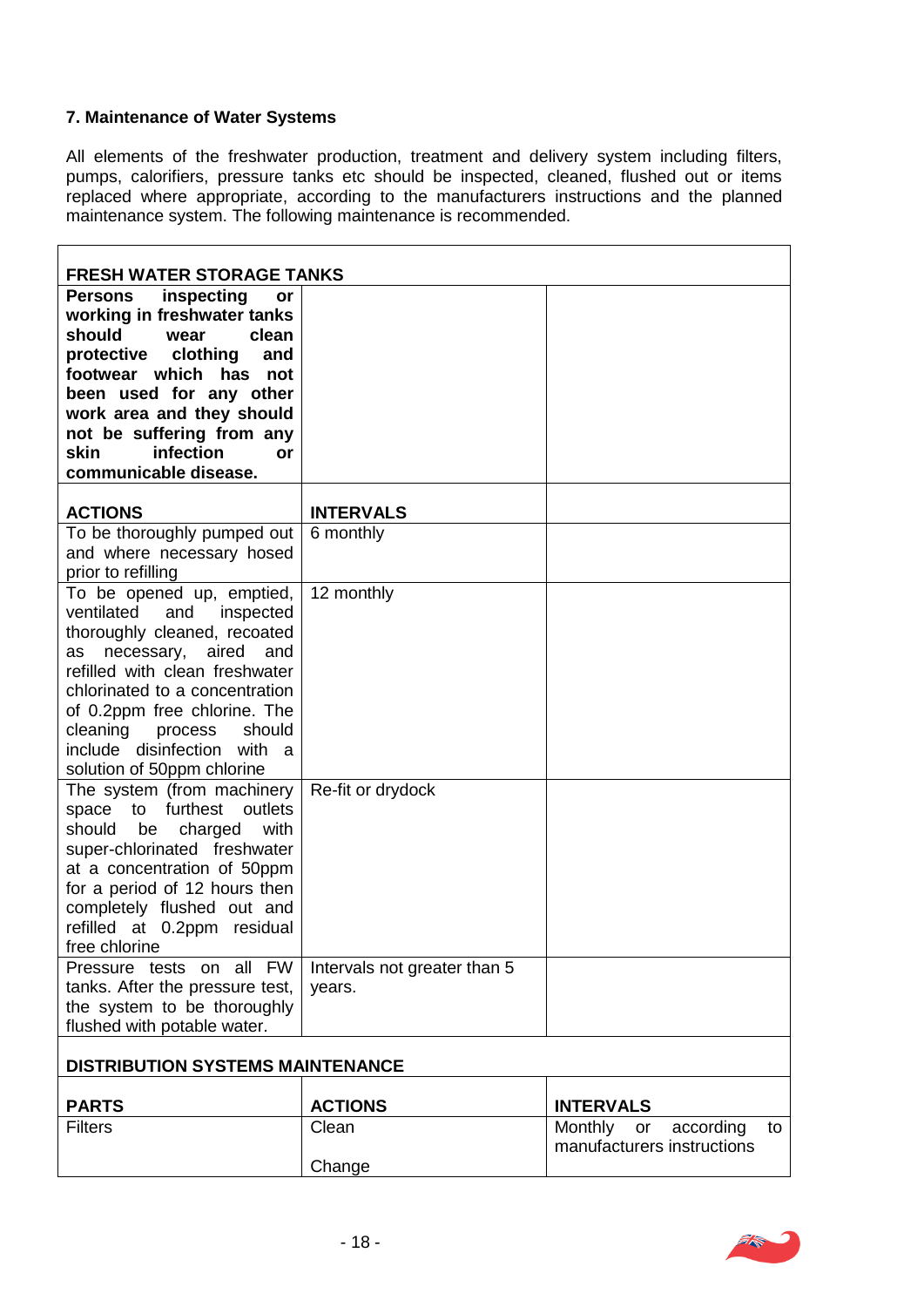### 7. Maintenance of Water Systems

All elements of the freshwater production, treatment and delivery system including filters, pumps, calorifiers, pressure tanks etc should be inspected, cleaned, flushed out or items replaced where appropriate, according to the manufacturers instructions and the planned maintenance system. The following maintenance is recommended.

| **FRESH WATER STORAGE TANKS** | | |
|---|---|---|
| **Persons inspecting or working in freshwater tanks should wear clean protective clothing and footwear which has not been used for any other work area and they should not be suffering from any skin infection or communicable disease.** | | |
| **ACTIONS** | **INTERVALS** | |
| To be thoroughly pumped out and where necessary hosed prior to refilling | 6 monthly | |
| To be opened up, emptied, ventilated and inspected thoroughly cleaned, recoated as necessary, aired and refilled with clean freshwater chlorinated to a concentration of 0.2ppm free chlorine. The cleaning process should include disinfection with a solution of 50ppm chlorine | 12 monthly | |
| The system (from machinery space to furthest outlets should be charged with super-chlorinated freshwater at a concentration of 50ppm for a period of 12 hours then completely flushed out and refilled at 0.2ppm residual free chlorine | Re-fit or drydock | |
| Pressure tests on all FW tanks. After the pressure test, the system to be thoroughly flushed with potable water. | Intervals not greater than 5 years. | |
| **DISTRIBUTION SYSTEMS MAINTENANCE** | | |
| **PARTS** | **ACTIONS** | **INTERVALS** |
| Filters | Clean<br><br>Change | Monthly or according to manufacturers instructions |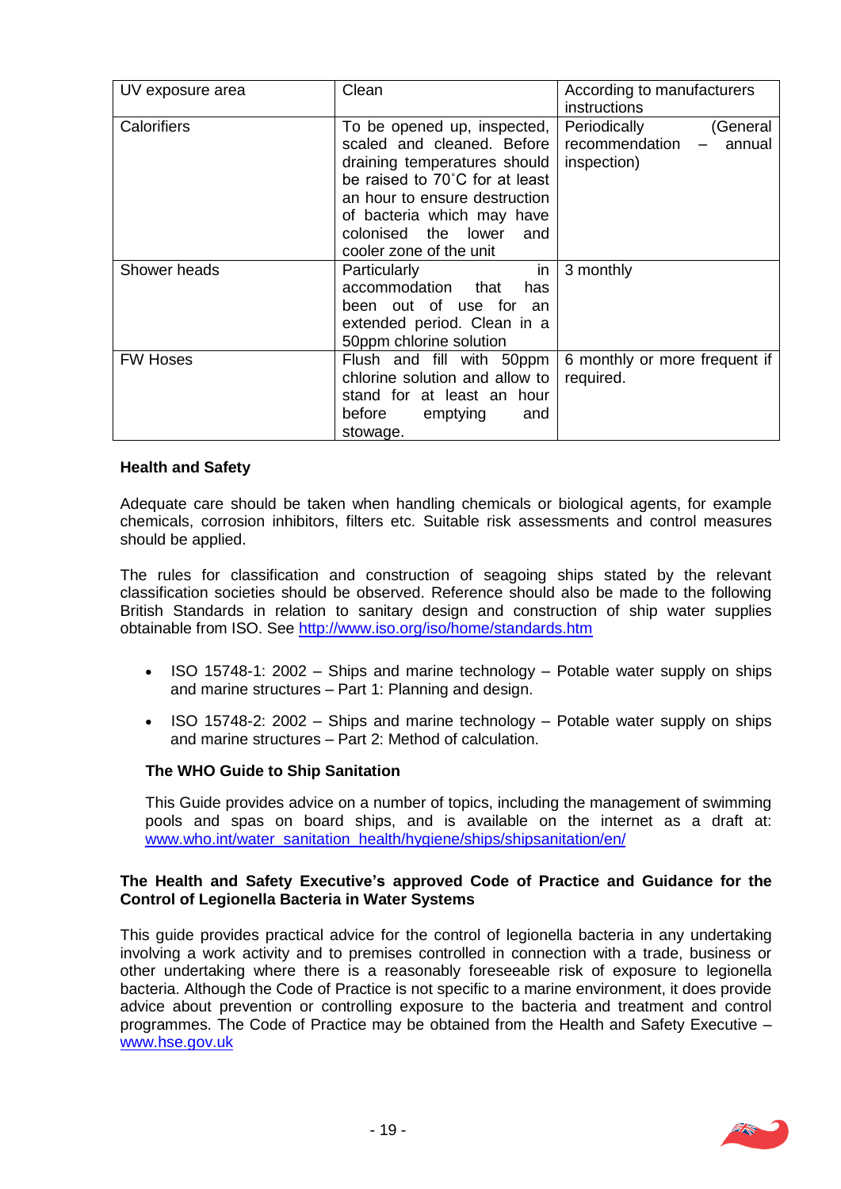| | | |
|---|---|---|
| UV exposure area | Clean | According to manufacturers instructions |
| Calorifiers | To be opened up, inspected, scaled and cleaned. Before draining temperatures should be raised to 70˚C for at least an hour to ensure destruction of bacteria which may have colonised the lower and cooler zone of the unit | Periodically (General recommendation – annual inspection) |
| Shower heads | Particularly in accommodation that has been out of use for an extended period. Clean in a 50ppm chlorine solution | 3 monthly |
| FW Hoses | Flush and fill with 50ppm chlorine solution and allow to stand for at least an hour before emptying and stowage. | 6 monthly or more frequent if required. |

**Health and Safety**

Adequate care should be taken when handling chemicals or biological agents, for example chemicals, corrosion inhibitors, filters etc. Suitable risk assessments and control measures should be applied.

The rules for classification and construction of seagoing ships stated by the relevant classification societies should be observed. Reference should also be made to the following British Standards in relation to sanitary design and construction of ship water supplies obtainable from ISO. See http://www.iso.org/iso/home/standards.htm

- ISO 15748-1: 2002 – Ships and marine technology – Potable water supply on ships and marine structures – Part 1: Planning and design.
- ISO 15748-2: 2002 – Ships and marine technology – Potable water supply on ships and marine structures – Part 2: Method of calculation.

**The WHO Guide to Ship Sanitation**

This Guide provides advice on a number of topics, including the management of swimming pools and spas on board ships, and is available on the internet as a draft at: www.who.int/water_sanitation_health/hygiene/ships/shipsanitation/en/

**The Health and Safety Executive's approved Code of Practice and Guidance for the Control of Legionella Bacteria in Water Systems**

This guide provides practical advice for the control of legionella bacteria in any undertaking involving a work activity and to premises controlled in connection with a trade, business or other undertaking where there is a reasonably foreseeable risk of exposure to legionella bacteria. Although the Code of Practice is not specific to a marine environment, it does provide advice about prevention or controlling exposure to the bacteria and treatment and control programmes. The Code of Practice may be obtained from the Health and Safety Executive – www.hse.gov.uk